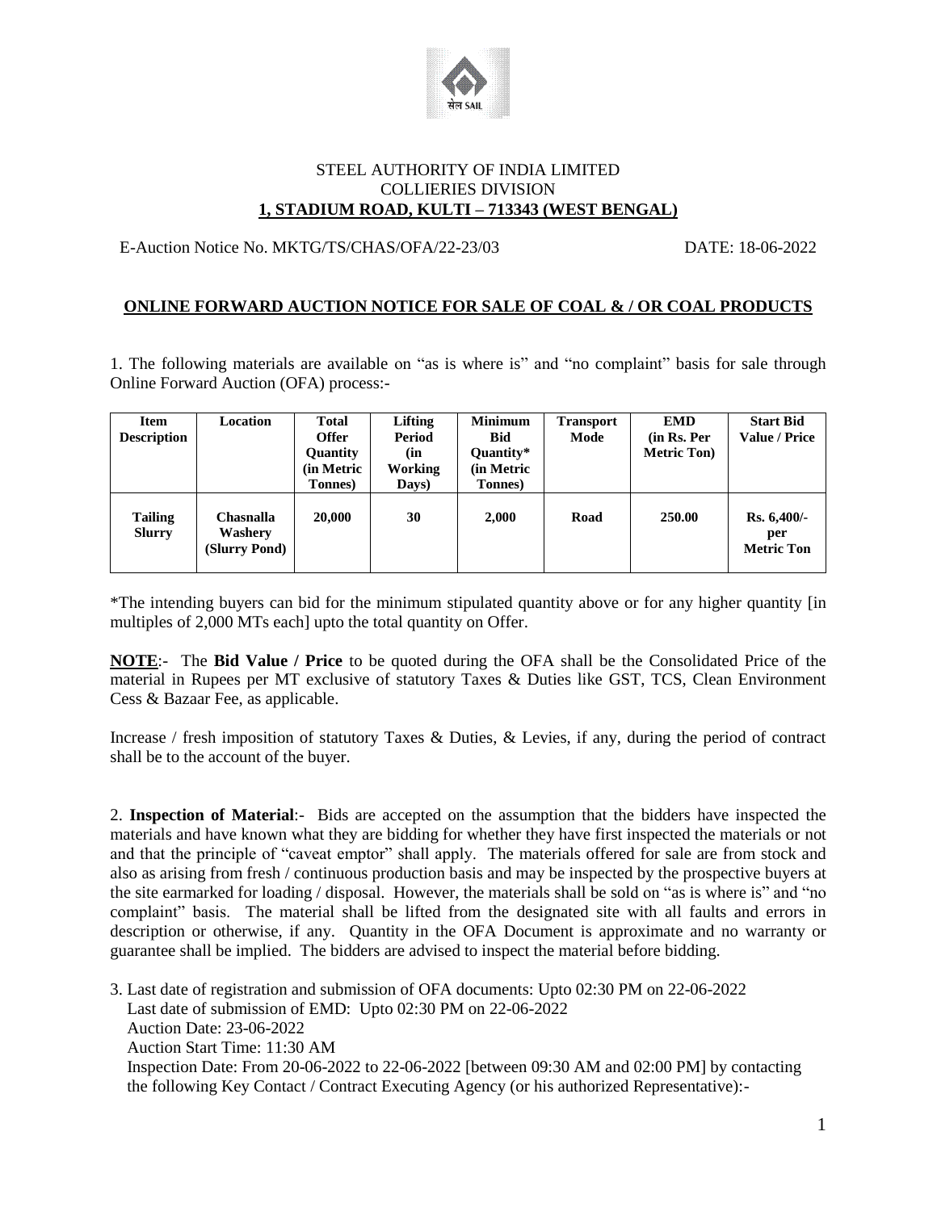STEEL AUTHORITY OF INDIA LIMITED
COLLIERIES DIVISION
**1, STADIUM ROAD, KULTI – 713343 (WEST BENGAL)**

E-Auction Notice No. MKTG/TS/CHAS/OFA/22-23/03 DATE: 18-06-2022

## ONLINE FORWARD AUCTION NOTICE FOR SALE OF COAL & / OR COAL PRODUCTS

1. The following materials are available on "as is where is" and "no complaint" basis for sale through Online Forward Auction (OFA) process:-

| Item Description | Location | Total Offer Quantity (in Metric Tonnes) | Lifting Period (in Working Days) | Minimum Bid Quantity* (in Metric Tonnes) | Transport Mode | EMD (in Rs. Per Metric Ton) | Start Bid Value / Price |
|---|---|---|---|---|---|---|---|
| **Tailing Slurry** | **Chasnalla Washery (Slurry Pond)** | **20,000** | **30** | **2,000** | **Road** | **250.00** | **Rs. 6,400/- per Metric Ton** |

*The intending buyers can bid for the minimum stipulated quantity above or for any higher quantity [in multiples of 2,000 MTs each] upto the total quantity on Offer.

**NOTE**:- The **Bid Value / Price** to be quoted during the OFA shall be the Consolidated Price of the material in Rupees per MT exclusive of statutory Taxes & Duties like GST, TCS, Clean Environment Cess & Bazaar Fee, as applicable.

Increase / fresh imposition of statutory Taxes & Duties, & Levies, if any, during the period of contract shall be to the account of the buyer.

2. **Inspection of Material**:- Bids are accepted on the assumption that the bidders have inspected the materials and have known what they are bidding for whether they have first inspected the materials or not and that the principle of "caveat emptor" shall apply. The materials offered for sale are from stock and also as arising from fresh / continuous production basis and may be inspected by the prospective buyers at the site earmarked for loading / disposal. However, the materials shall be sold on "as is where is" and "no complaint" basis. The material shall be lifted from the designated site with all faults and errors in description or otherwise, if any. Quantity in the OFA Document is approximate and no warranty or guarantee shall be implied. The bidders are advised to inspect the material before bidding.

3. Last date of registration and submission of OFA documents: Upto 02:30 PM on 22-06-2022
Last date of submission of EMD: Upto 02:30 PM on 22-06-2022
Auction Date: 23-06-2022
Auction Start Time: 11:30 AM
Inspection Date: From 20-06-2022 to 22-06-2022 [between 09:30 AM and 02:00 PM] by contacting the following Key Contact / Contract Executing Agency (or his authorized Representative):-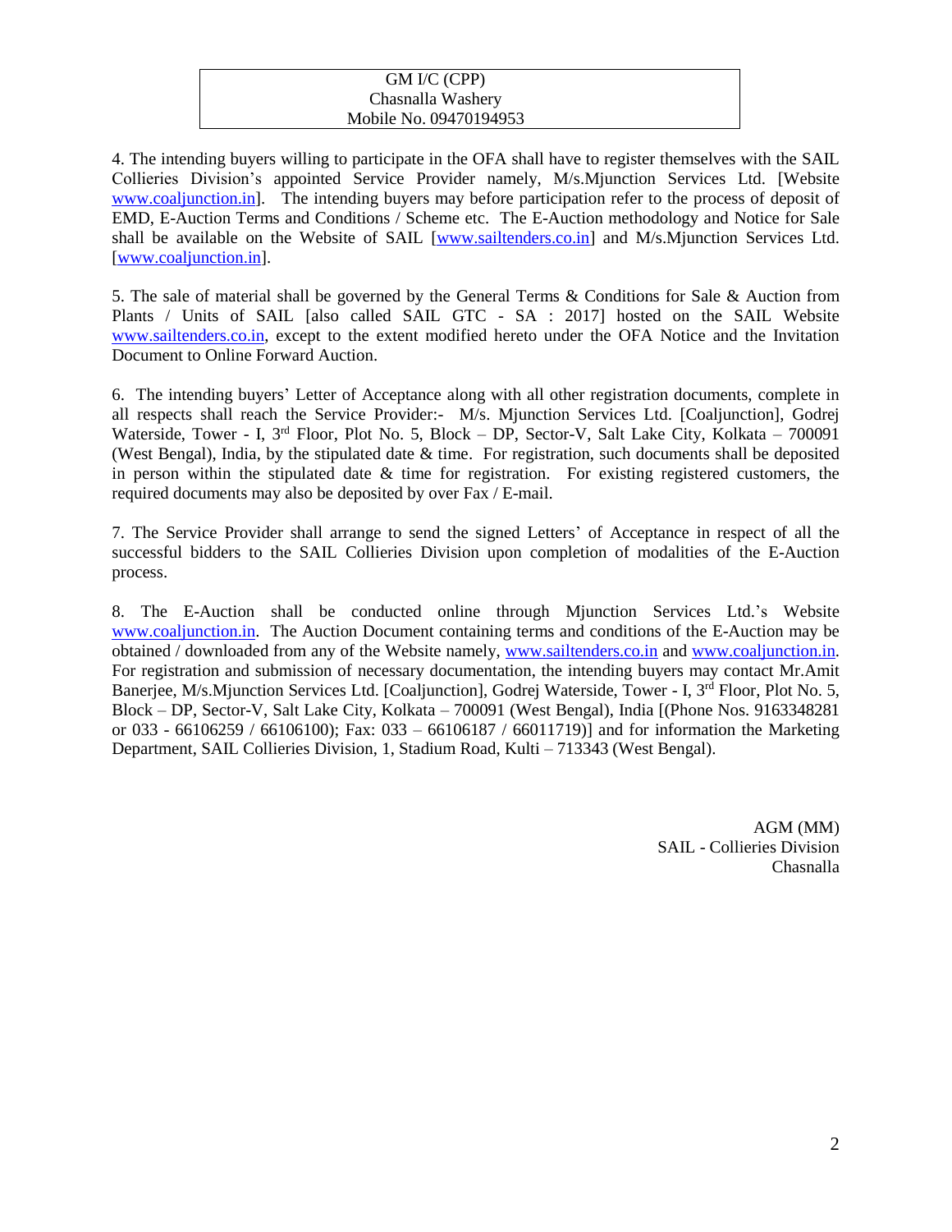| GM I/C (CPP) |
|---|
| Chasnalla Washery |
| Mobile No. 09470194953 |

4. The intending buyers willing to participate in the OFA shall have to register themselves with the SAIL Collieries Division's appointed Service Provider namely, M/s.Mjunction Services Ltd. [Website www.coaljunction.in]. The intending buyers may before participation refer to the process of deposit of EMD, E-Auction Terms and Conditions / Scheme etc. The E-Auction methodology and Notice for Sale shall be available on the Website of SAIL [www.sailtenders.co.in] and M/s.Mjunction Services Ltd. [www.coaljunction.in].

5. The sale of material shall be governed by the General Terms & Conditions for Sale & Auction from Plants / Units of SAIL [also called SAIL GTC - SA : 2017] hosted on the SAIL Website www.sailtenders.co.in, except to the extent modified hereto under the OFA Notice and the Invitation Document to Online Forward Auction.

6. The intending buyers' Letter of Acceptance along with all other registration documents, complete in all respects shall reach the Service Provider:- M/s. Mjunction Services Ltd. [Coaljunction], Godrej Waterside, Tower - I, 3rd Floor, Plot No. 5, Block – DP, Sector-V, Salt Lake City, Kolkata – 700091 (West Bengal), India, by the stipulated date & time. For registration, such documents shall be deposited in person within the stipulated date & time for registration. For existing registered customers, the required documents may also be deposited by over Fax / E-mail.

7. The Service Provider shall arrange to send the signed Letters' of Acceptance in respect of all the successful bidders to the SAIL Collieries Division upon completion of modalities of the E-Auction process.

8. The E-Auction shall be conducted online through Mjunction Services Ltd.'s Website www.coaljunction.in. The Auction Document containing terms and conditions of the E-Auction may be obtained / downloaded from any of the Website namely, www.sailtenders.co.in and www.coaljunction.in. For registration and submission of necessary documentation, the intending buyers may contact Mr.Amit Banerjee, M/s.Mjunction Services Ltd. [Coaljunction], Godrej Waterside, Tower - I, 3rd Floor, Plot No. 5, Block – DP, Sector-V, Salt Lake City, Kolkata – 700091 (West Bengal), India [(Phone Nos. 9163348281 or 033 - 66106259 / 66106100); Fax: 033 – 66106187 / 66011719)] and for information the Marketing Department, SAIL Collieries Division, 1, Stadium Road, Kulti – 713343 (West Bengal).

AGM (MM)
SAIL - Collieries Division
Chasnalla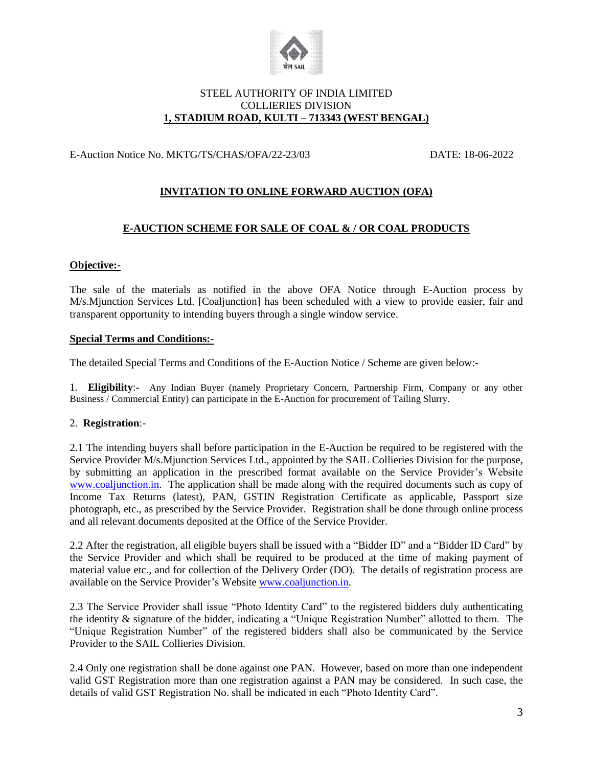STEEL AUTHORITY OF INDIA LIMITED
COLLIERIES DIVISION
**1, STADIUM ROAD, KULTI – 713343 (WEST BENGAL)**

E-Auction Notice No. MKTG/TS/CHAS/OFA/22-23/03 DATE: 18-06-2022

## INVITATION TO ONLINE FORWARD AUCTION (OFA)

## E-AUCTION SCHEME FOR SALE OF COAL & / OR COAL PRODUCTS

**Objective:-**

The sale of the materials as notified in the above OFA Notice through E-Auction process by M/s.Mjunction Services Ltd. [Coaljunction] has been scheduled with a view to provide easier, fair and transparent opportunity to intending buyers through a single window service.

**Special Terms and Conditions:-**

The detailed Special Terms and Conditions of the E-Auction Notice / Scheme are given below:-

1. **Eligibility**:- Any Indian Buyer (namely Proprietary Concern, Partnership Firm, Company or any other Business / Commercial Entity) can participate in the E-Auction for procurement of Tailing Slurry.

2. **Registration**:-

2.1 The intending buyers shall before participation in the E-Auction be required to be registered with the Service Provider M/s.Mjunction Services Ltd., appointed by the SAIL Collieries Division for the purpose, by submitting an application in the prescribed format available on the Service Provider's Website www.coaljunction.in. The application shall be made along with the required documents such as copy of Income Tax Returns (latest), PAN, GSTIN Registration Certificate as applicable, Passport size photograph, etc., as prescribed by the Service Provider. Registration shall be done through online process and all relevant documents deposited at the Office of the Service Provider.

2.2 After the registration, all eligible buyers shall be issued with a "Bidder ID" and a "Bidder ID Card" by the Service Provider and which shall be required to be produced at the time of making payment of material value etc., and for collection of the Delivery Order (DO). The details of registration process are available on the Service Provider's Website www.coaljunction.in.

2.3 The Service Provider shall issue "Photo Identity Card" to the registered bidders duly authenticating the identity & signature of the bidder, indicating a "Unique Registration Number" allotted to them. The "Unique Registration Number" of the registered bidders shall also be communicated by the Service Provider to the SAIL Collieries Division.

2.4 Only one registration shall be done against one PAN. However, based on more than one independent valid GST Registration more than one registration against a PAN may be considered. In such case, the details of valid GST Registration No. shall be indicated in each "Photo Identity Card".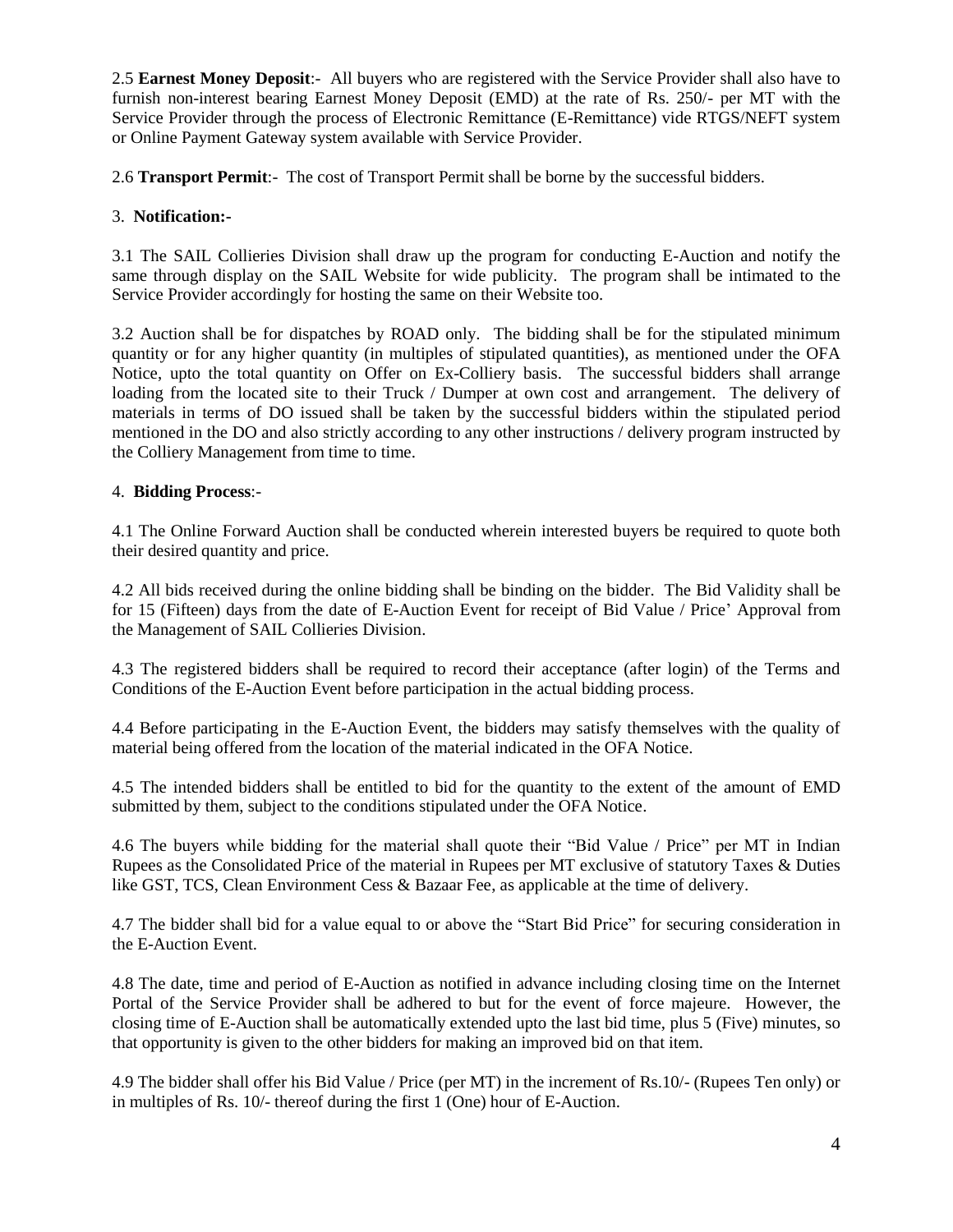2.5 **Earnest Money Deposit**:- All buyers who are registered with the Service Provider shall also have to furnish non-interest bearing Earnest Money Deposit (EMD) at the rate of Rs. 250/- per MT with the Service Provider through the process of Electronic Remittance (E-Remittance) vide RTGS/NEFT system or Online Payment Gateway system available with Service Provider.

2.6 **Transport Permit**:- The cost of Transport Permit shall be borne by the successful bidders.

3. **Notification:-**

3.1 The SAIL Collieries Division shall draw up the program for conducting E-Auction and notify the same through display on the SAIL Website for wide publicity. The program shall be intimated to the Service Provider accordingly for hosting the same on their Website too.

3.2 Auction shall be for dispatches by ROAD only. The bidding shall be for the stipulated minimum quantity or for any higher quantity (in multiples of stipulated quantities), as mentioned under the OFA Notice, upto the total quantity on Offer on Ex-Colliery basis. The successful bidders shall arrange loading from the located site to their Truck / Dumper at own cost and arrangement. The delivery of materials in terms of DO issued shall be taken by the successful bidders within the stipulated period mentioned in the DO and also strictly according to any other instructions / delivery program instructed by the Colliery Management from time to time.

4. **Bidding Process**:-

4.1 The Online Forward Auction shall be conducted wherein interested buyers be required to quote both their desired quantity and price.

4.2 All bids received during the online bidding shall be binding on the bidder. The Bid Validity shall be for 15 (Fifteen) days from the date of E-Auction Event for receipt of Bid Value / Price' Approval from the Management of SAIL Collieries Division.

4.3 The registered bidders shall be required to record their acceptance (after login) of the Terms and Conditions of the E-Auction Event before participation in the actual bidding process.

4.4 Before participating in the E-Auction Event, the bidders may satisfy themselves with the quality of material being offered from the location of the material indicated in the OFA Notice.

4.5 The intended bidders shall be entitled to bid for the quantity to the extent of the amount of EMD submitted by them, subject to the conditions stipulated under the OFA Notice.

4.6 The buyers while bidding for the material shall quote their "Bid Value / Price" per MT in Indian Rupees as the Consolidated Price of the material in Rupees per MT exclusive of statutory Taxes & Duties like GST, TCS, Clean Environment Cess & Bazaar Fee, as applicable at the time of delivery.

4.7 The bidder shall bid for a value equal to or above the "Start Bid Price" for securing consideration in the E-Auction Event.

4.8 The date, time and period of E-Auction as notified in advance including closing time on the Internet Portal of the Service Provider shall be adhered to but for the event of force majeure. However, the closing time of E-Auction shall be automatically extended upto the last bid time, plus 5 (Five) minutes, so that opportunity is given to the other bidders for making an improved bid on that item.

4.9 The bidder shall offer his Bid Value / Price (per MT) in the increment of Rs.10/- (Rupees Ten only) or in multiples of Rs. 10/- thereof during the first 1 (One) hour of E-Auction.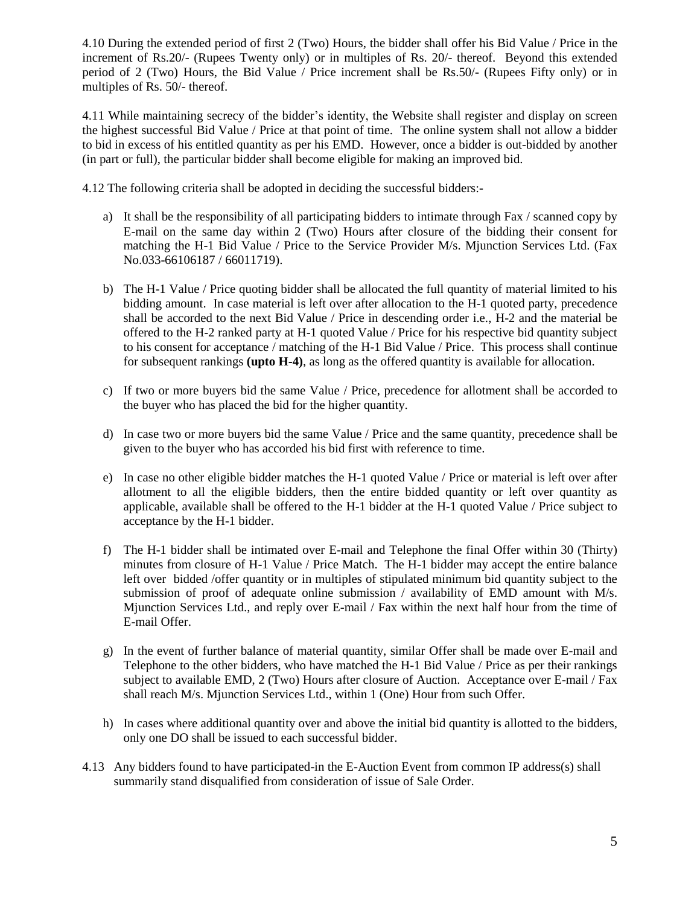4.10 During the extended period of first 2 (Two) Hours, the bidder shall offer his Bid Value / Price in the increment of Rs.20/- (Rupees Twenty only) or in multiples of Rs. 20/- thereof. Beyond this extended period of 2 (Two) Hours, the Bid Value / Price increment shall be Rs.50/- (Rupees Fifty only) or in multiples of Rs. 50/- thereof.

4.11 While maintaining secrecy of the bidder's identity, the Website shall register and display on screen the highest successful Bid Value / Price at that point of time. The online system shall not allow a bidder to bid in excess of his entitled quantity as per his EMD. However, once a bidder is out-bidded by another (in part or full), the particular bidder shall become eligible for making an improved bid.

4.12 The following criteria shall be adopted in deciding the successful bidders:-

a) It shall be the responsibility of all participating bidders to intimate through Fax / scanned copy by E-mail on the same day within 2 (Two) Hours after closure of the bidding their consent for matching the H-1 Bid Value / Price to the Service Provider M/s. Mjunction Services Ltd. (Fax No.033-66106187 / 66011719).

b) The H-1 Value / Price quoting bidder shall be allocated the full quantity of material limited to his bidding amount. In case material is left over after allocation to the H-1 quoted party, precedence shall be accorded to the next Bid Value / Price in descending order i.e., H-2 and the material be offered to the H-2 ranked party at H-1 quoted Value / Price for his respective bid quantity subject to his consent for acceptance / matching of the H-1 Bid Value / Price. This process shall continue for subsequent rankings **(upto H-4)**, as long as the offered quantity is available for allocation.

c) If two or more buyers bid the same Value / Price, precedence for allotment shall be accorded to the buyer who has placed the bid for the higher quantity.

d) In case two or more buyers bid the same Value / Price and the same quantity, precedence shall be given to the buyer who has accorded his bid first with reference to time.

e) In case no other eligible bidder matches the H-1 quoted Value / Price or material is left over after allotment to all the eligible bidders, then the entire bidded quantity or left over quantity as applicable, available shall be offered to the H-1 bidder at the H-1 quoted Value / Price subject to acceptance by the H-1 bidder.

f) The H-1 bidder shall be intimated over E-mail and Telephone the final Offer within 30 (Thirty) minutes from closure of H-1 Value / Price Match. The H-1 bidder may accept the entire balance left over bidded /offer quantity or in multiples of stipulated minimum bid quantity subject to the submission of proof of adequate online submission / availability of EMD amount with M/s. Mjunction Services Ltd., and reply over E-mail / Fax within the next half hour from the time of E-mail Offer.

g) In the event of further balance of material quantity, similar Offer shall be made over E-mail and Telephone to the other bidders, who have matched the H-1 Bid Value / Price as per their rankings subject to available EMD, 2 (Two) Hours after closure of Auction. Acceptance over E-mail / Fax shall reach M/s. Mjunction Services Ltd., within 1 (One) Hour from such Offer.

h) In cases where additional quantity over and above the initial bid quantity is allotted to the bidders, only one DO shall be issued to each successful bidder.

4.13 Any bidders found to have participated-in the E-Auction Event from common IP address(s) shall summarily stand disqualified from consideration of issue of Sale Order.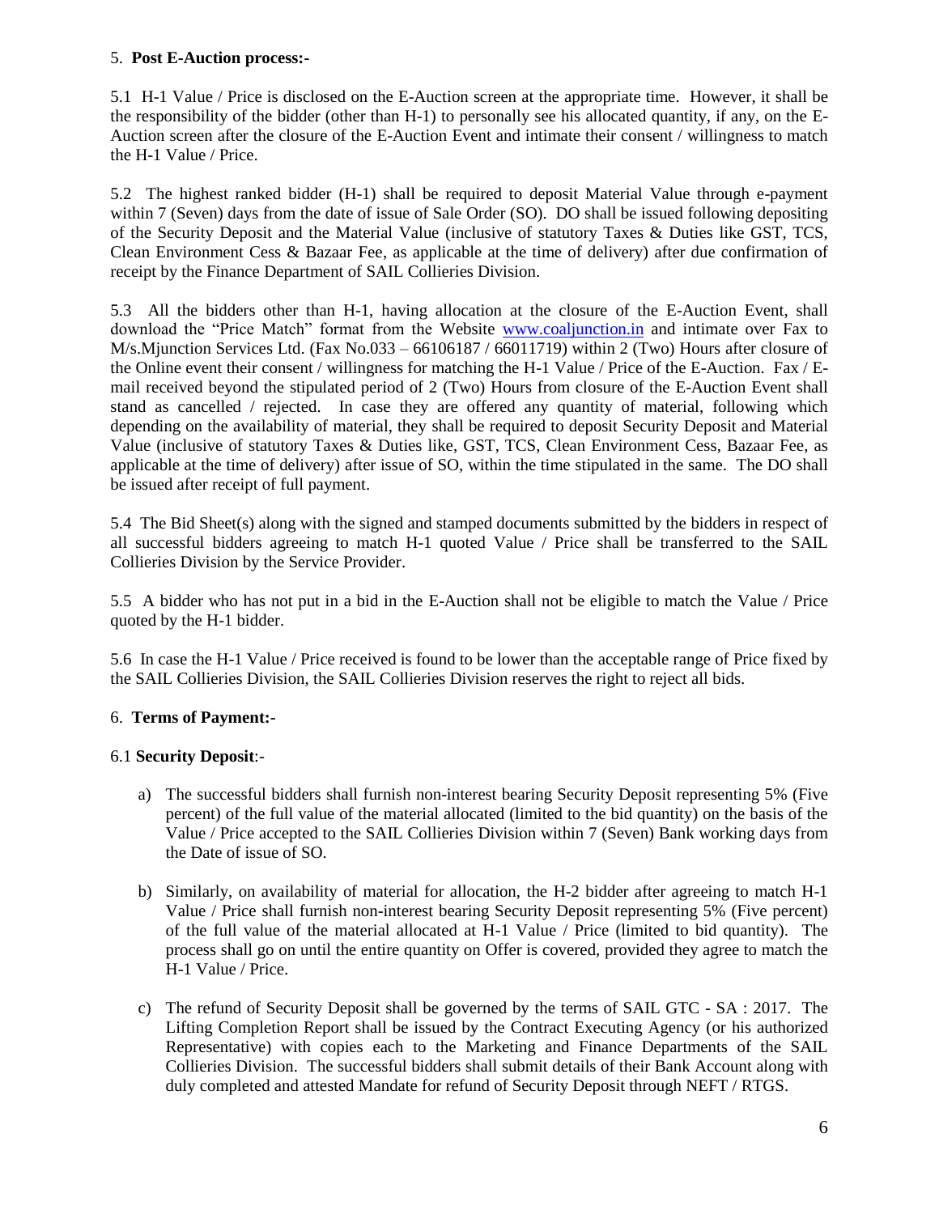5. **Post E-Auction process:-**

5.1 H-1 Value / Price is disclosed on the E-Auction screen at the appropriate time. However, it shall be the responsibility of the bidder (other than H-1) to personally see his allocated quantity, if any, on the E-Auction screen after the closure of the E-Auction Event and intimate their consent / willingness to match the H-1 Value / Price.

5.2 The highest ranked bidder (H-1) shall be required to deposit Material Value through e-payment within 7 (Seven) days from the date of issue of Sale Order (SO). DO shall be issued following depositing of the Security Deposit and the Material Value (inclusive of statutory Taxes & Duties like GST, TCS, Clean Environment Cess & Bazaar Fee, as applicable at the time of delivery) after due confirmation of receipt by the Finance Department of SAIL Collieries Division.

5.3 All the bidders other than H-1, having allocation at the closure of the E-Auction Event, shall download the "Price Match" format from the Website www.coaljunction.in and intimate over Fax to M/s.Mjunction Services Ltd. (Fax No.033 – 66106187 / 66011719) within 2 (Two) Hours after closure of the Online event their consent / willingness for matching the H-1 Value / Price of the E-Auction. Fax / E-mail received beyond the stipulated period of 2 (Two) Hours from closure of the E-Auction Event shall stand as cancelled / rejected. In case they are offered any quantity of material, following which depending on the availability of material, they shall be required to deposit Security Deposit and Material Value (inclusive of statutory Taxes & Duties like, GST, TCS, Clean Environment Cess, Bazaar Fee, as applicable at the time of delivery) after issue of SO, within the time stipulated in the same. The DO shall be issued after receipt of full payment.

5.4 The Bid Sheet(s) along with the signed and stamped documents submitted by the bidders in respect of all successful bidders agreeing to match H-1 quoted Value / Price shall be transferred to the SAIL Collieries Division by the Service Provider.

5.5 A bidder who has not put in a bid in the E-Auction shall not be eligible to match the Value / Price quoted by the H-1 bidder.

5.6 In case the H-1 Value / Price received is found to be lower than the acceptable range of Price fixed by the SAIL Collieries Division, the SAIL Collieries Division reserves the right to reject all bids.

6. **Terms of Payment:-**

6.1 **Security Deposit**:-

a) The successful bidders shall furnish non-interest bearing Security Deposit representing 5% (Five percent) of the full value of the material allocated (limited to the bid quantity) on the basis of the Value / Price accepted to the SAIL Collieries Division within 7 (Seven) Bank working days from the Date of issue of SO.

b) Similarly, on availability of material for allocation, the H-2 bidder after agreeing to match H-1 Value / Price shall furnish non-interest bearing Security Deposit representing 5% (Five percent) of the full value of the material allocated at H-1 Value / Price (limited to bid quantity). The process shall go on until the entire quantity on Offer is covered, provided they agree to match the H-1 Value / Price.

c) The refund of Security Deposit shall be governed by the terms of SAIL GTC - SA : 2017. The Lifting Completion Report shall be issued by the Contract Executing Agency (or his authorized Representative) with copies each to the Marketing and Finance Departments of the SAIL Collieries Division. The successful bidders shall submit details of their Bank Account along with duly completed and attested Mandate for refund of Security Deposit through NEFT / RTGS.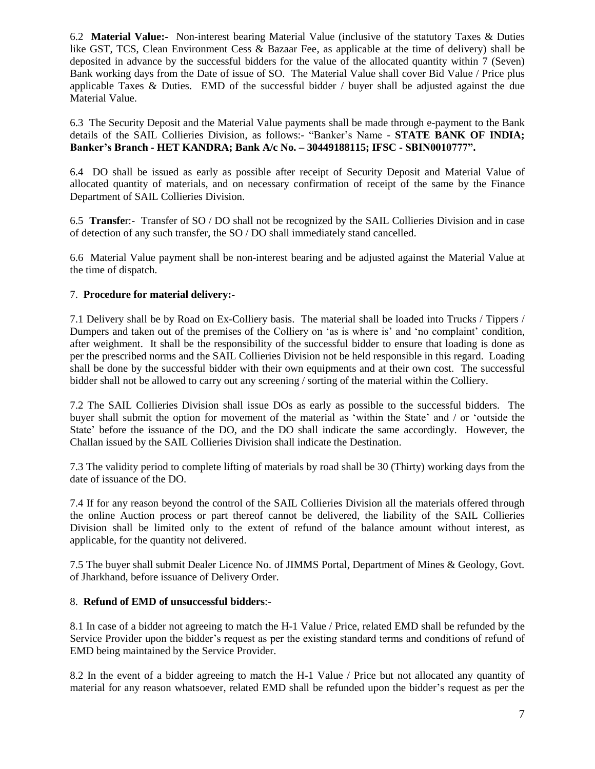6.2 **Material Value:-** Non-interest bearing Material Value (inclusive of the statutory Taxes & Duties like GST, TCS, Clean Environment Cess & Bazaar Fee, as applicable at the time of delivery) shall be deposited in advance by the successful bidders for the value of the allocated quantity within 7 (Seven) Bank working days from the Date of issue of SO. The Material Value shall cover Bid Value / Price plus applicable Taxes & Duties. EMD of the successful bidder / buyer shall be adjusted against the due Material Value.

6.3 The Security Deposit and the Material Value payments shall be made through e-payment to the Bank details of the SAIL Collieries Division, as follows:- "Banker's Name - **STATE BANK OF INDIA; Banker's Branch - HET KANDRA; Bank A/c No. – 30449188115; IFSC - SBIN0010777".**

6.4 DO shall be issued as early as possible after receipt of Security Deposit and Material Value of allocated quantity of materials, and on necessary confirmation of receipt of the same by the Finance Department of SAIL Collieries Division.

6.5 **Transfe**r:- Transfer of SO / DO shall not be recognized by the SAIL Collieries Division and in case of detection of any such transfer, the SO / DO shall immediately stand cancelled.

6.6 Material Value payment shall be non-interest bearing and be adjusted against the Material Value at the time of dispatch.

7. **Procedure for material delivery:-**

7.1 Delivery shall be by Road on Ex-Colliery basis. The material shall be loaded into Trucks / Tippers / Dumpers and taken out of the premises of the Colliery on 'as is where is' and 'no complaint' condition, after weighment. It shall be the responsibility of the successful bidder to ensure that loading is done as per the prescribed norms and the SAIL Collieries Division not be held responsible in this regard. Loading shall be done by the successful bidder with their own equipments and at their own cost. The successful bidder shall not be allowed to carry out any screening / sorting of the material within the Colliery.

7.2 The SAIL Collieries Division shall issue DOs as early as possible to the successful bidders. The buyer shall submit the option for movement of the material as 'within the State' and / or 'outside the State' before the issuance of the DO, and the DO shall indicate the same accordingly. However, the Challan issued by the SAIL Collieries Division shall indicate the Destination.

7.3 The validity period to complete lifting of materials by road shall be 30 (Thirty) working days from the date of issuance of the DO.

7.4 If for any reason beyond the control of the SAIL Collieries Division all the materials offered through the online Auction process or part thereof cannot be delivered, the liability of the SAIL Collieries Division shall be limited only to the extent of refund of the balance amount without interest, as applicable, for the quantity not delivered.

7.5 The buyer shall submit Dealer Licence No. of JIMMS Portal, Department of Mines & Geology, Govt. of Jharkhand, before issuance of Delivery Order.

8. **Refund of EMD of unsuccessful bidders**:-

8.1 In case of a bidder not agreeing to match the H-1 Value / Price, related EMD shall be refunded by the Service Provider upon the bidder's request as per the existing standard terms and conditions of refund of EMD being maintained by the Service Provider.

8.2 In the event of a bidder agreeing to match the H-1 Value / Price but not allocated any quantity of material for any reason whatsoever, related EMD shall be refunded upon the bidder's request as per the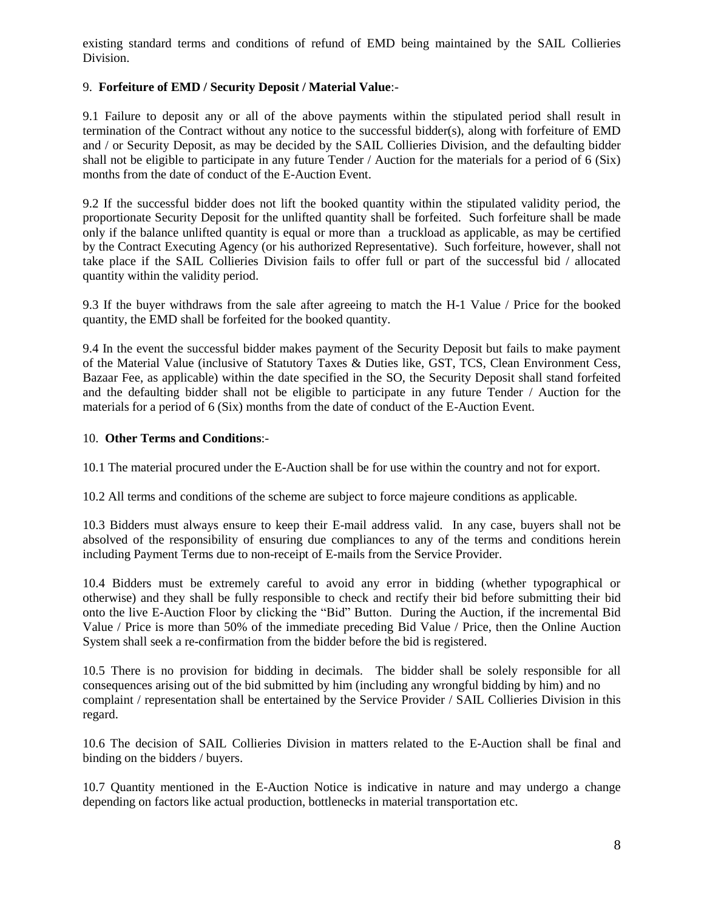existing standard terms and conditions of refund of EMD being maintained by the SAIL Collieries Division.

9. **Forfeiture of EMD / Security Deposit / Material Value**:-

9.1 Failure to deposit any or all of the above payments within the stipulated period shall result in termination of the Contract without any notice to the successful bidder(s), along with forfeiture of EMD and / or Security Deposit, as may be decided by the SAIL Collieries Division, and the defaulting bidder shall not be eligible to participate in any future Tender / Auction for the materials for a period of 6 (Six) months from the date of conduct of the E-Auction Event.

9.2 If the successful bidder does not lift the booked quantity within the stipulated validity period, the proportionate Security Deposit for the unlifted quantity shall be forfeited. Such forfeiture shall be made only if the balance unlifted quantity is equal or more than a truckload as applicable, as may be certified by the Contract Executing Agency (or his authorized Representative). Such forfeiture, however, shall not take place if the SAIL Collieries Division fails to offer full or part of the successful bid / allocated quantity within the validity period.

9.3 If the buyer withdraws from the sale after agreeing to match the H-1 Value / Price for the booked quantity, the EMD shall be forfeited for the booked quantity.

9.4 In the event the successful bidder makes payment of the Security Deposit but fails to make payment of the Material Value (inclusive of Statutory Taxes & Duties like, GST, TCS, Clean Environment Cess, Bazaar Fee, as applicable) within the date specified in the SO, the Security Deposit shall stand forfeited and the defaulting bidder shall not be eligible to participate in any future Tender / Auction for the materials for a period of 6 (Six) months from the date of conduct of the E-Auction Event.

10. **Other Terms and Conditions**:-

10.1 The material procured under the E-Auction shall be for use within the country and not for export.

10.2 All terms and conditions of the scheme are subject to force majeure conditions as applicable.

10.3 Bidders must always ensure to keep their E-mail address valid. In any case, buyers shall not be absolved of the responsibility of ensuring due compliances to any of the terms and conditions herein including Payment Terms due to non-receipt of E-mails from the Service Provider.

10.4 Bidders must be extremely careful to avoid any error in bidding (whether typographical or otherwise) and they shall be fully responsible to check and rectify their bid before submitting their bid onto the live E-Auction Floor by clicking the "Bid" Button. During the Auction, if the incremental Bid Value / Price is more than 50% of the immediate preceding Bid Value / Price, then the Online Auction System shall seek a re-confirmation from the bidder before the bid is registered.

10.5 There is no provision for bidding in decimals. The bidder shall be solely responsible for all consequences arising out of the bid submitted by him (including any wrongful bidding by him) and no complaint / representation shall be entertained by the Service Provider / SAIL Collieries Division in this regard.

10.6 The decision of SAIL Collieries Division in matters related to the E-Auction shall be final and binding on the bidders / buyers.

10.7 Quantity mentioned in the E-Auction Notice is indicative in nature and may undergo a change depending on factors like actual production, bottlenecks in material transportation etc.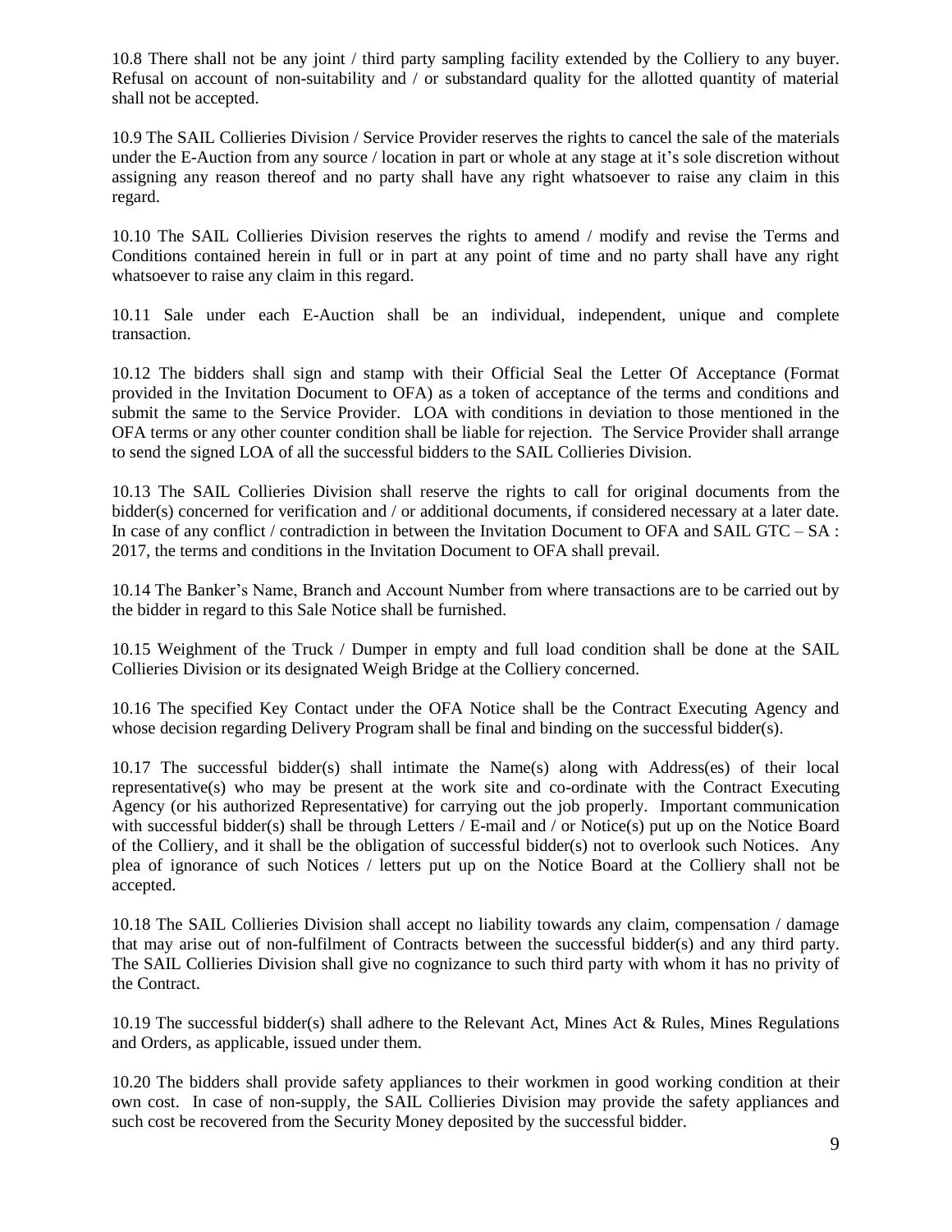10.8 There shall not be any joint / third party sampling facility extended by the Colliery to any buyer. Refusal on account of non-suitability and / or substandard quality for the allotted quantity of material shall not be accepted.

10.9 The SAIL Collieries Division / Service Provider reserves the rights to cancel the sale of the materials under the E-Auction from any source / location in part or whole at any stage at it's sole discretion without assigning any reason thereof and no party shall have any right whatsoever to raise any claim in this regard.

10.10 The SAIL Collieries Division reserves the rights to amend / modify and revise the Terms and Conditions contained herein in full or in part at any point of time and no party shall have any right whatsoever to raise any claim in this regard.

10.11 Sale under each E-Auction shall be an individual, independent, unique and complete transaction.

10.12 The bidders shall sign and stamp with their Official Seal the Letter Of Acceptance (Format provided in the Invitation Document to OFA) as a token of acceptance of the terms and conditions and submit the same to the Service Provider. LOA with conditions in deviation to those mentioned in the OFA terms or any other counter condition shall be liable for rejection. The Service Provider shall arrange to send the signed LOA of all the successful bidders to the SAIL Collieries Division.

10.13 The SAIL Collieries Division shall reserve the rights to call for original documents from the bidder(s) concerned for verification and / or additional documents, if considered necessary at a later date. In case of any conflict / contradiction in between the Invitation Document to OFA and SAIL GTC – SA : 2017, the terms and conditions in the Invitation Document to OFA shall prevail.

10.14 The Banker's Name, Branch and Account Number from where transactions are to be carried out by the bidder in regard to this Sale Notice shall be furnished.

10.15 Weighment of the Truck / Dumper in empty and full load condition shall be done at the SAIL Collieries Division or its designated Weigh Bridge at the Colliery concerned.

10.16 The specified Key Contact under the OFA Notice shall be the Contract Executing Agency and whose decision regarding Delivery Program shall be final and binding on the successful bidder(s).

10.17 The successful bidder(s) shall intimate the Name(s) along with Address(es) of their local representative(s) who may be present at the work site and co-ordinate with the Contract Executing Agency (or his authorized Representative) for carrying out the job properly. Important communication with successful bidder(s) shall be through Letters / E-mail and / or Notice(s) put up on the Notice Board of the Colliery, and it shall be the obligation of successful bidder(s) not to overlook such Notices. Any plea of ignorance of such Notices / letters put up on the Notice Board at the Colliery shall not be accepted.

10.18 The SAIL Collieries Division shall accept no liability towards any claim, compensation / damage that may arise out of non-fulfilment of Contracts between the successful bidder(s) and any third party. The SAIL Collieries Division shall give no cognizance to such third party with whom it has no privity of the Contract.

10.19 The successful bidder(s) shall adhere to the Relevant Act, Mines Act & Rules, Mines Regulations and Orders, as applicable, issued under them.

10.20 The bidders shall provide safety appliances to their workmen in good working condition at their own cost. In case of non-supply, the SAIL Collieries Division may provide the safety appliances and such cost be recovered from the Security Money deposited by the successful bidder.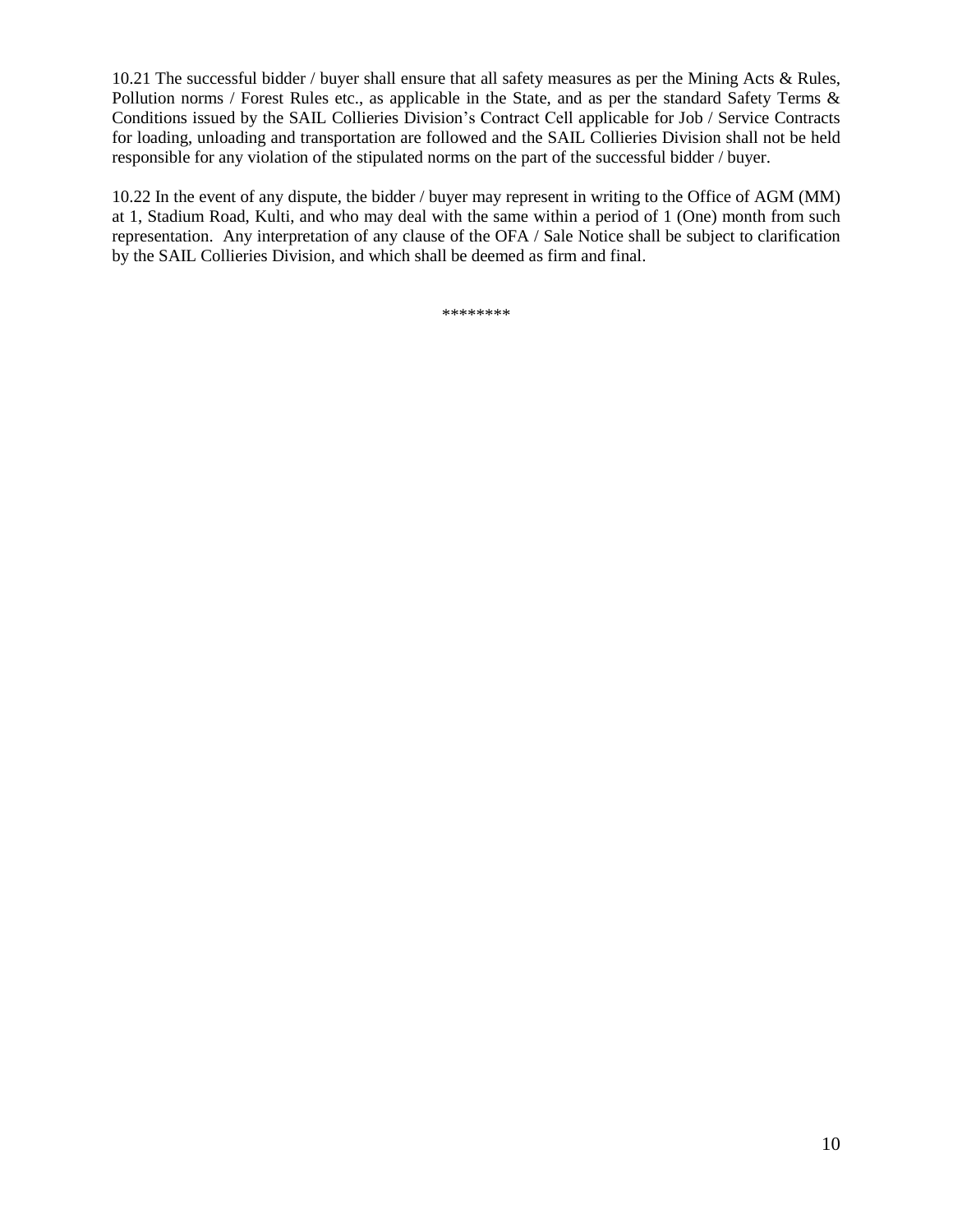10.21 The successful bidder / buyer shall ensure that all safety measures as per the Mining Acts & Rules, Pollution norms / Forest Rules etc., as applicable in the State, and as per the standard Safety Terms & Conditions issued by the SAIL Collieries Division's Contract Cell applicable for Job / Service Contracts for loading, unloading and transportation are followed and the SAIL Collieries Division shall not be held responsible for any violation of the stipulated norms on the part of the successful bidder / buyer.

10.22 In the event of any dispute, the bidder / buyer may represent in writing to the Office of AGM (MM) at 1, Stadium Road, Kulti, and who may deal with the same within a period of 1 (One) month from such representation. Any interpretation of any clause of the OFA / Sale Notice shall be subject to clarification by the SAIL Collieries Division, and which shall be deemed as firm and final.

********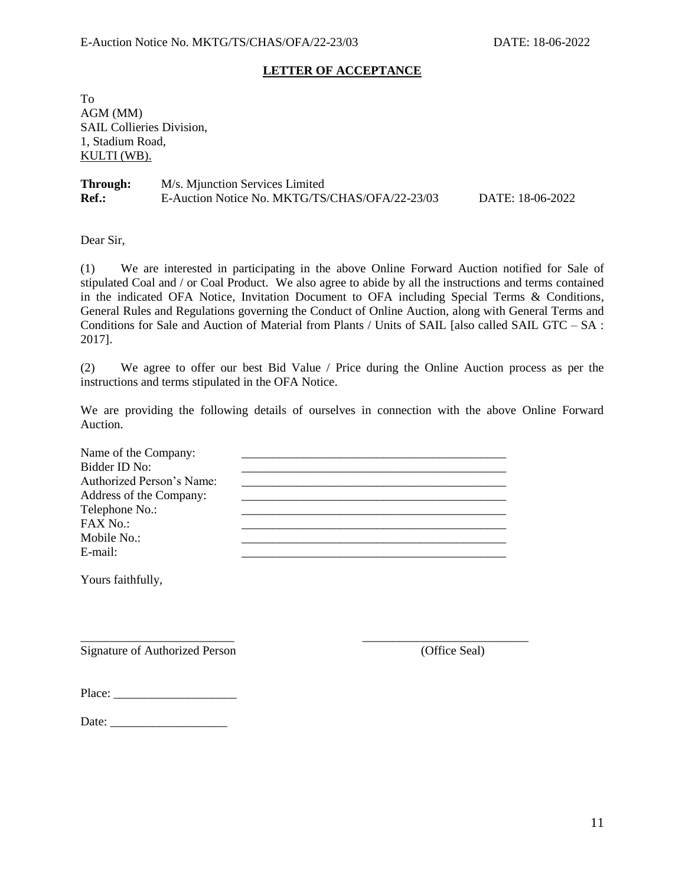## LETTER OF ACCEPTANCE

To
AGM (MM)
SAIL Collieries Division,
1, Stadium Road,
KULTI (WB).

**Through:** M/s. Mjunction Services Limited
**Ref.:** E-Auction Notice No. MKTG/TS/CHAS/OFA/22-23/03 DATE: 18-06-2022

Dear Sir,

(1) We are interested in participating in the above Online Forward Auction notified for Sale of stipulated Coal and / or Coal Product. We also agree to abide by all the instructions and terms contained in the indicated OFA Notice, Invitation Document to OFA including Special Terms & Conditions, General Rules and Regulations governing the Conduct of Online Auction, along with General Terms and Conditions for Sale and Auction of Material from Plants / Units of SAIL [also called SAIL GTC – SA : 2017].

(2) We agree to offer our best Bid Value / Price during the Online Auction process as per the instructions and terms stipulated in the OFA Notice.

We are providing the following details of ourselves in connection with the above Online Forward Auction.

Name of the Company: ____________________________________________
Bidder ID No: ____________________________________________
Authorized Person's Name: ____________________________________________
Address of the Company: ____________________________________________
Telephone No.: ____________________________________________
FAX No.: ____________________________________________
Mobile No.: ____________________________________________
E-mail: ____________________________________________

Yours faithfully,

_________________________ ___________________________
Signature of Authorized Person (Office Seal)

Place: ____________________

Date: ___________________